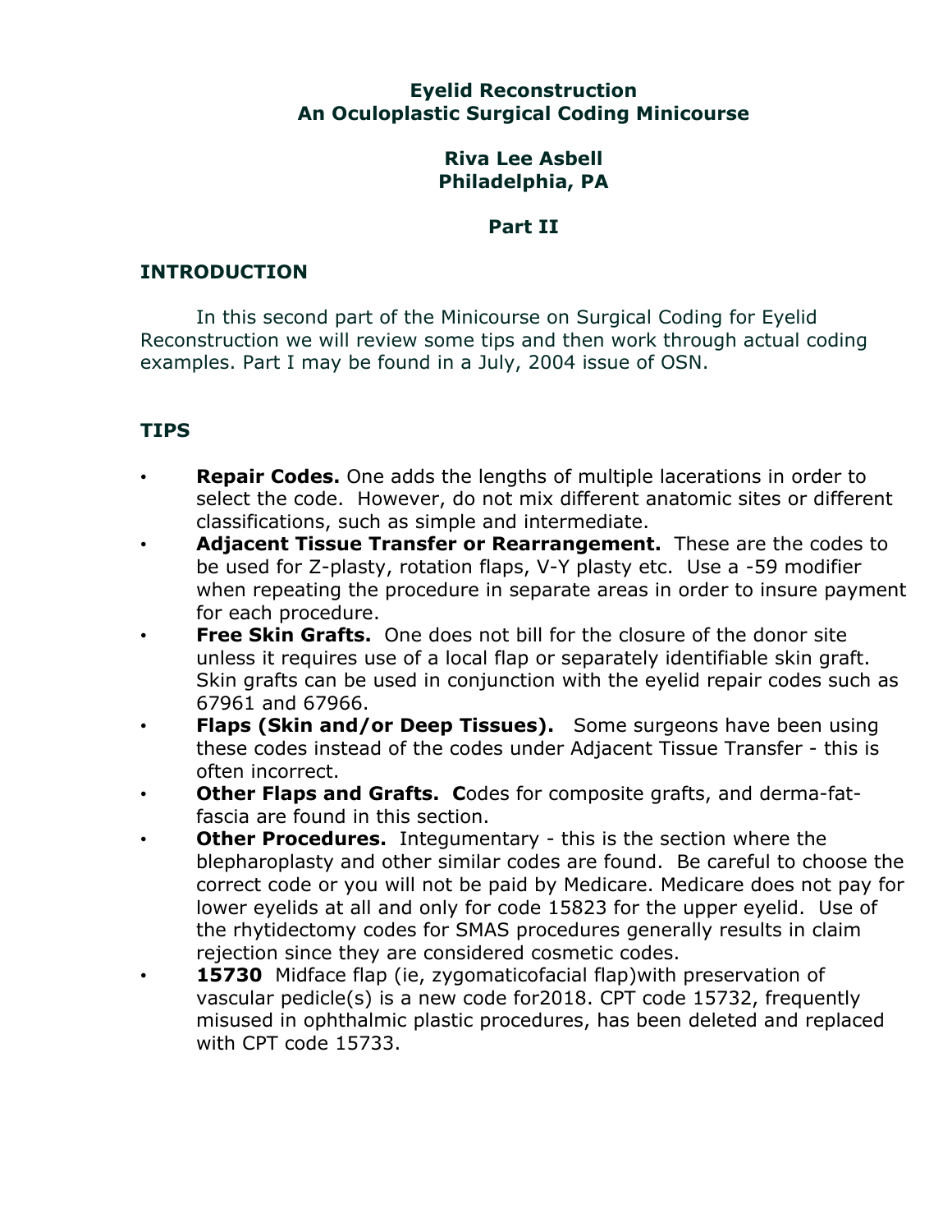# Eyelid Reconstruction
# An Oculoplastic Surgical Coding Minicourse

## Riva Lee Asbell
## Philadelphia, PA

## Part II

## INTRODUCTION

In this second part of the Minicourse on Surgical Coding for Eyelid Reconstruction we will review some tips and then work through actual coding examples. Part I may be found in a July, 2004 issue of OSN.

## TIPS

- **Repair Codes.** One adds the lengths of multiple lacerations in order to select the code. However, do not mix different anatomic sites or different classifications, such as simple and intermediate.
- **Adjacent Tissue Transfer or Rearrangement.** These are the codes to be used for Z-plasty, rotation flaps, V-Y plasty etc. Use a -59 modifier when repeating the procedure in separate areas in order to insure payment for each procedure.
- **Free Skin Grafts.** One does not bill for the closure of the donor site unless it requires use of a local flap or separately identifiable skin graft. Skin grafts can be used in conjunction with the eyelid repair codes such as 67961 and 67966.
- **Flaps (Skin and/or Deep Tissues).** Some surgeons have been using these codes instead of the codes under Adjacent Tissue Transfer - this is often incorrect.
- **Other Flaps and Grafts.** **C**odes for composite grafts, and derma-fat-fascia are found in this section.
- **Other Procedures.** Integumentary - this is the section where the blepharoplasty and other similar codes are found. Be careful to choose the correct code or you will not be paid by Medicare. Medicare does not pay for lower eyelids at all and only for code 15823 for the upper eyelid. Use of the rhytidectomy codes for SMAS procedures generally results in claim rejection since they are considered cosmetic codes.
- **15730** Midface flap (ie, zygomaticofacial flap)with preservation of vascular pedicle(s) is a new code for2018. CPT code 15732, frequently misused in ophthalmic plastic procedures, has been deleted and replaced with CPT code 15733.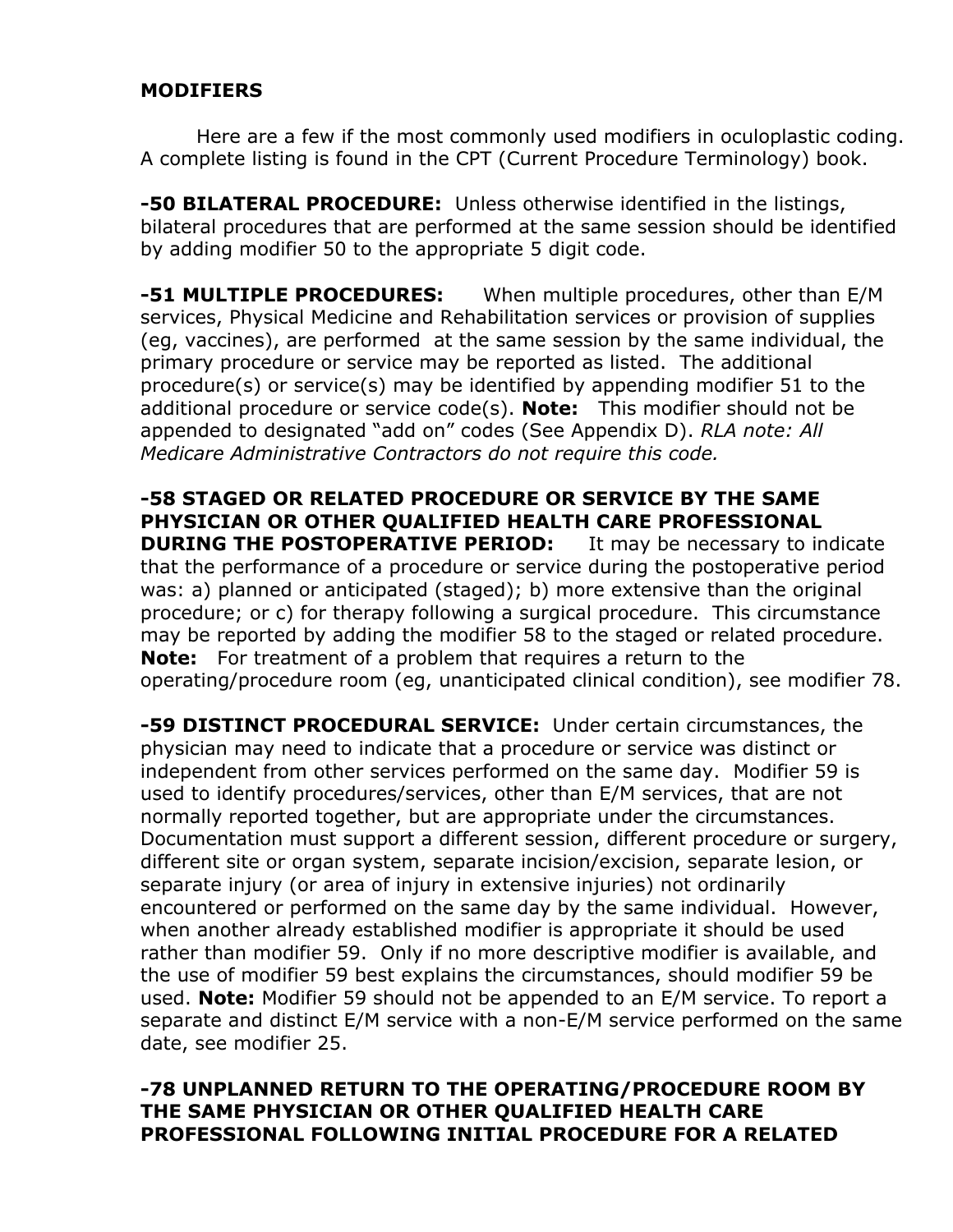## MODIFIERS

Here are a few if the most commonly used modifiers in oculoplastic coding. A complete listing is found in the CPT (Current Procedure Terminology) book.

**-50 BILATERAL PROCEDURE:** Unless otherwise identified in the listings, bilateral procedures that are performed at the same session should be identified by adding modifier 50 to the appropriate 5 digit code.

**-51 MULTIPLE PROCEDURES:** When multiple procedures, other than E/M services, Physical Medicine and Rehabilitation services or provision of supplies (eg, vaccines), are performed at the same session by the same individual, the primary procedure or service may be reported as listed. The additional procedure(s) or service(s) may be identified by appending modifier 51 to the additional procedure or service code(s). **Note:** This modifier should not be appended to designated "add on" codes (See Appendix D). *RLA note: All Medicare Administrative Contractors do not require this code.*

**-58 STAGED OR RELATED PROCEDURE OR SERVICE BY THE SAME PHYSICIAN OR OTHER QUALIFIED HEALTH CARE PROFESSIONAL DURING THE POSTOPERATIVE PERIOD:** It may be necessary to indicate that the performance of a procedure or service during the postoperative period was: a) planned or anticipated (staged); b) more extensive than the original procedure; or c) for therapy following a surgical procedure. This circumstance may be reported by adding the modifier 58 to the staged or related procedure. **Note:** For treatment of a problem that requires a return to the operating/procedure room (eg, unanticipated clinical condition), see modifier 78.

**-59 DISTINCT PROCEDURAL SERVICE:** Under certain circumstances, the physician may need to indicate that a procedure or service was distinct or independent from other services performed on the same day. Modifier 59 is used to identify procedures/services, other than E/M services, that are not normally reported together, but are appropriate under the circumstances. Documentation must support a different session, different procedure or surgery, different site or organ system, separate incision/excision, separate lesion, or separate injury (or area of injury in extensive injuries) not ordinarily encountered or performed on the same day by the same individual. However, when another already established modifier is appropriate it should be used rather than modifier 59. Only if no more descriptive modifier is available, and the use of modifier 59 best explains the circumstances, should modifier 59 be used. **Note:** Modifier 59 should not be appended to an E/M service. To report a separate and distinct E/M service with a non-E/M service performed on the same date, see modifier 25.

**-78 UNPLANNED RETURN TO THE OPERATING/PROCEDURE ROOM BY THE SAME PHYSICIAN OR OTHER QUALIFIED HEALTH CARE PROFESSIONAL FOLLOWING INITIAL PROCEDURE FOR A RELATED**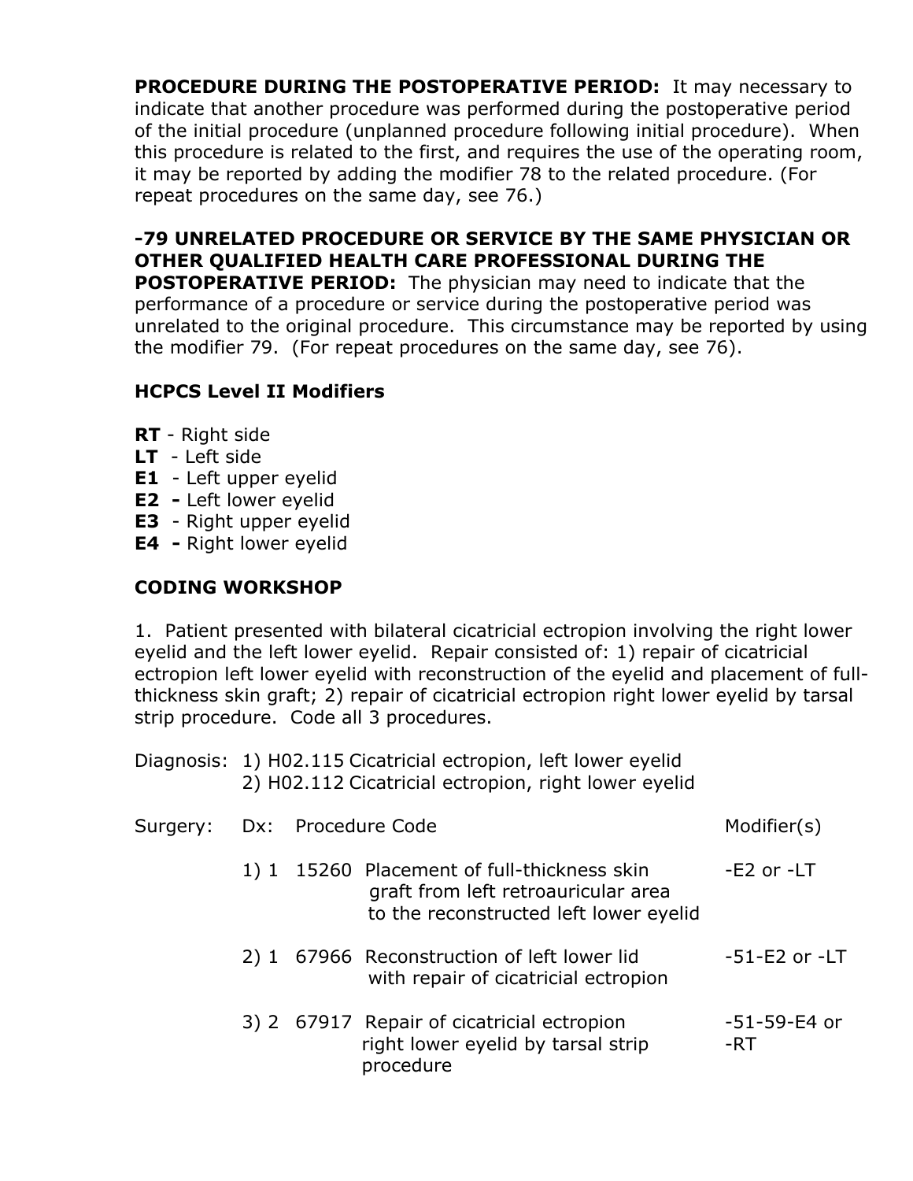**PROCEDURE DURING THE POSTOPERATIVE PERIOD:** It may necessary to indicate that another procedure was performed during the postoperative period of the initial procedure (unplanned procedure following initial procedure). When this procedure is related to the first, and requires the use of the operating room, it may be reported by adding the modifier 78 to the related procedure. (For repeat procedures on the same day, see 76.)

**-79 UNRELATED PROCEDURE OR SERVICE BY THE SAME PHYSICIAN OR OTHER QUALIFIED HEALTH CARE PROFESSIONAL DURING THE POSTOPERATIVE PERIOD:** The physician may need to indicate that the performance of a procedure or service during the postoperative period was unrelated to the original procedure. This circumstance may be reported by using the modifier 79. (For repeat procedures on the same day, see 76).

### HCPCS Level II Modifiers

**RT** - Right side
**LT** - Left side
**E1** - Left upper eyelid
**E2 -** Left lower eyelid
**E3** - Right upper eyelid
**E4 -** Right lower eyelid

### CODING WORKSHOP

1. Patient presented with bilateral cicatricial ectropion involving the right lower eyelid and the left lower eyelid. Repair consisted of: 1) repair of cicatricial ectropion left lower eyelid with reconstruction of the eyelid and placement of full-thickness skin graft; 2) repair of cicatricial ectropion right lower eyelid by tarsal strip procedure. Code all 3 procedures.

Diagnosis: 1) H02.115 Cicatricial ectropion, left lower eyelid
2) H02.112 Cicatricial ectropion, right lower eyelid

| Surgery: | Dx: | Procedure Code | Modifier(s) |
|---|---|---|---|
| 1) | 1 | 15260 Placement of full-thickness skin graft from left retroauricular area to the reconstructed left lower eyelid | -E2 or -LT |
| 2) | 1 | 67966 Reconstruction of left lower lid with repair of cicatricial ectropion | -51-E2 or -LT |
| 3) | 2 | 67917 Repair of cicatricial ectropion right lower eyelid by tarsal strip procedure | -51-59-E4 or -RT |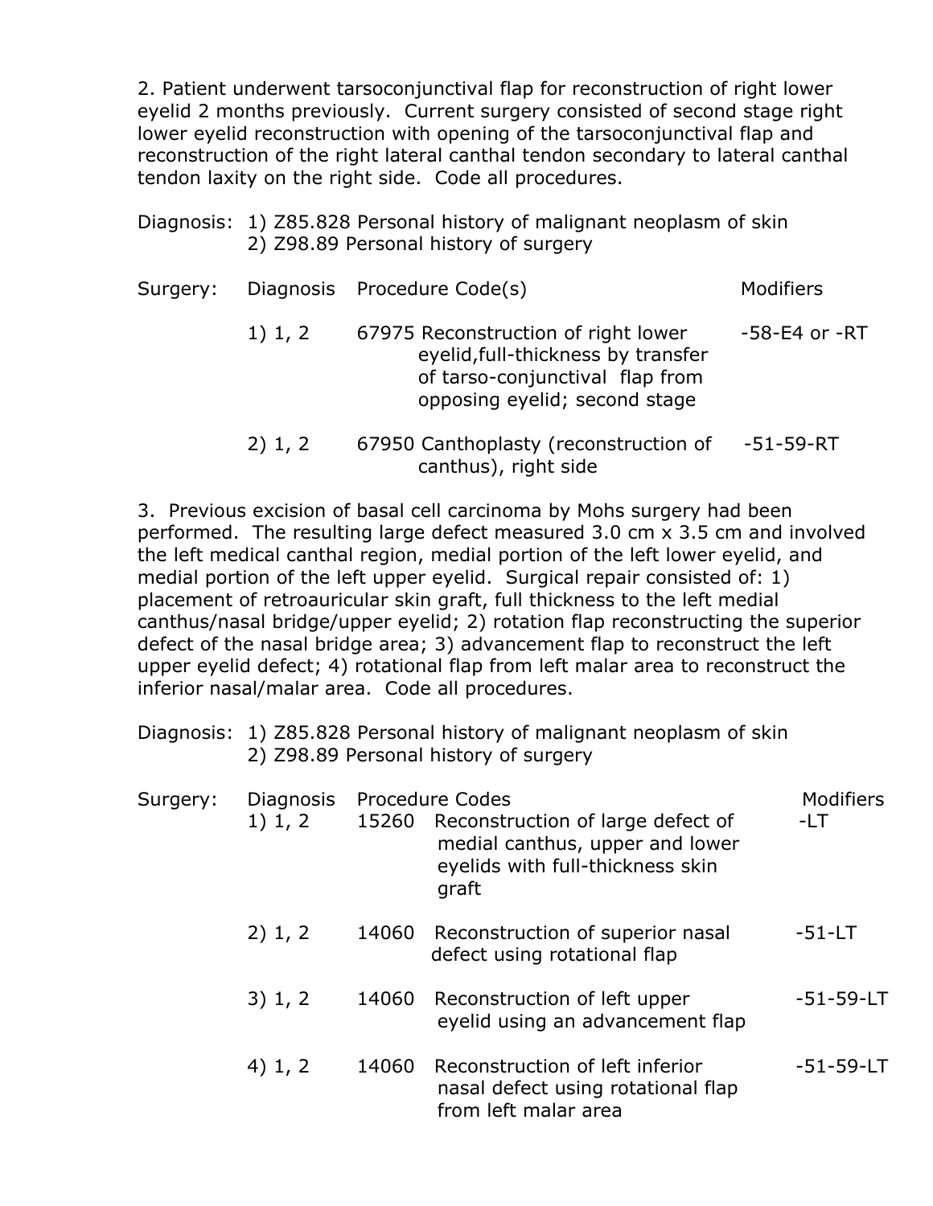2. Patient underwent tarsoconjunctival flap for reconstruction of right lower eyelid 2 months previously. Current surgery consisted of second stage right lower eyelid reconstruction with opening of the tarsoconjunctival flap and reconstruction of the right lateral canthal tendon secondary to lateral canthal tendon laxity on the right side. Code all procedures.

Diagnosis: 1) Z85.828 Personal history of malignant neoplasm of skin
2) Z98.89 Personal history of surgery

| Surgery: | Diagnosis | Procedure Code(s) | Modifiers |
|---|---|---|---|
| | 1) 1, 2 | 67975 Reconstruction of right lower eyelid,full-thickness by transfer of tarso-conjunctival flap from opposing eyelid; second stage | -58-E4 or -RT |
| | 2) 1, 2 | 67950 Canthoplasty (reconstruction of canthus), right side | -51-59-RT |

3. Previous excision of basal cell carcinoma by Mohs surgery had been performed. The resulting large defect measured 3.0 cm x 3.5 cm and involved the left medical canthal region, medial portion of the left lower eyelid, and medial portion of the left upper eyelid. Surgical repair consisted of: 1) placement of retroauricular skin graft, full thickness to the left medial canthus/nasal bridge/upper eyelid; 2) rotation flap reconstructing the superior defect of the nasal bridge area; 3) advancement flap to reconstruct the left upper eyelid defect; 4) rotational flap from left malar area to reconstruct the inferior nasal/malar area. Code all procedures.

Diagnosis: 1) Z85.828 Personal history of malignant neoplasm of skin
2) Z98.89 Personal history of surgery

| Surgery: | Diagnosis | Procedure Codes | Modifiers |
|---|---|---|---|
| | 1) 1, 2 | 15260 Reconstruction of large defect of medial canthus, upper and lower eyelids with full-thickness skin graft | -LT |
| | 2) 1, 2 | 14060 Reconstruction of superior nasal defect using rotational flap | -51-LT |
| | 3) 1, 2 | 14060 Reconstruction of left upper eyelid using an advancement flap | -51-59-LT |
| | 4) 1, 2 | 14060 Reconstruction of left inferior nasal defect using rotational flap from left malar area | -51-59-LT |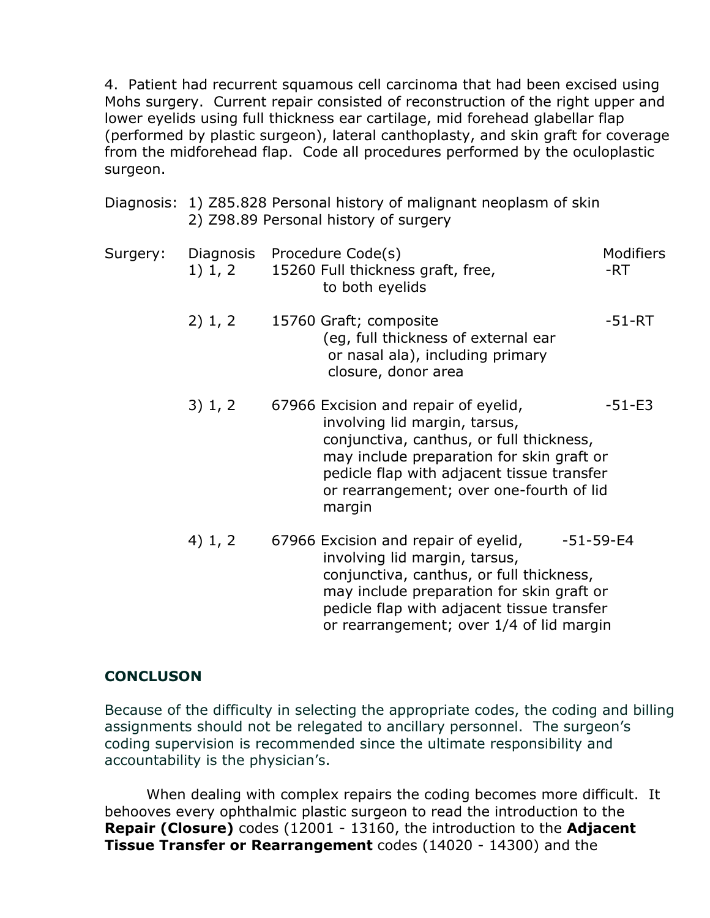4. Patient had recurrent squamous cell carcinoma that had been excised using Mohs surgery. Current repair consisted of reconstruction of the right upper and lower eyelids using full thickness ear cartilage, mid forehead glabellar flap (performed by plastic surgeon), lateral canthoplasty, and skin graft for coverage from the midforehead flap. Code all procedures performed by the oculoplastic surgeon.

Diagnosis: 1) Z85.828 Personal history of malignant neoplasm of skin
2) Z98.89 Personal history of surgery

| Surgery: | Diagnosis | Procedure Code(s) | Modifiers |
|---|---|---|---|
| | 1) 1, 2 | 15260 Full thickness graft, free, to both eyelids | -RT |
| | 2) 1, 2 | 15760 Graft; composite (eg, full thickness of external ear or nasal ala), including primary closure, donor area | -51-RT |
| | 3) 1, 2 | 67966 Excision and repair of eyelid, involving lid margin, tarsus, conjunctiva, canthus, or full thickness, may include preparation for skin graft or pedicle flap with adjacent tissue transfer or rearrangement; over one-fourth of lid margin | -51-E3 |
| | 4) 1, 2 | 67966 Excision and repair of eyelid, involving lid margin, tarsus, conjunctiva, canthus, or full thickness, may include preparation for skin graft or pedicle flap with adjacent tissue transfer or rearrangement; over 1/4 of lid margin | -51-59-E4 |

## CONCLUSON

Because of the difficulty in selecting the appropriate codes, the coding and billing assignments should not be relegated to ancillary personnel. The surgeon's coding supervision is recommended since the ultimate responsibility and accountability is the physician's.

When dealing with complex repairs the coding becomes more difficult. It behooves every ophthalmic plastic surgeon to read the introduction to the **Repair (Closure)** codes (12001 - 13160, the introduction to the **Adjacent Tissue Transfer or Rearrangement** codes (14020 - 14300) and the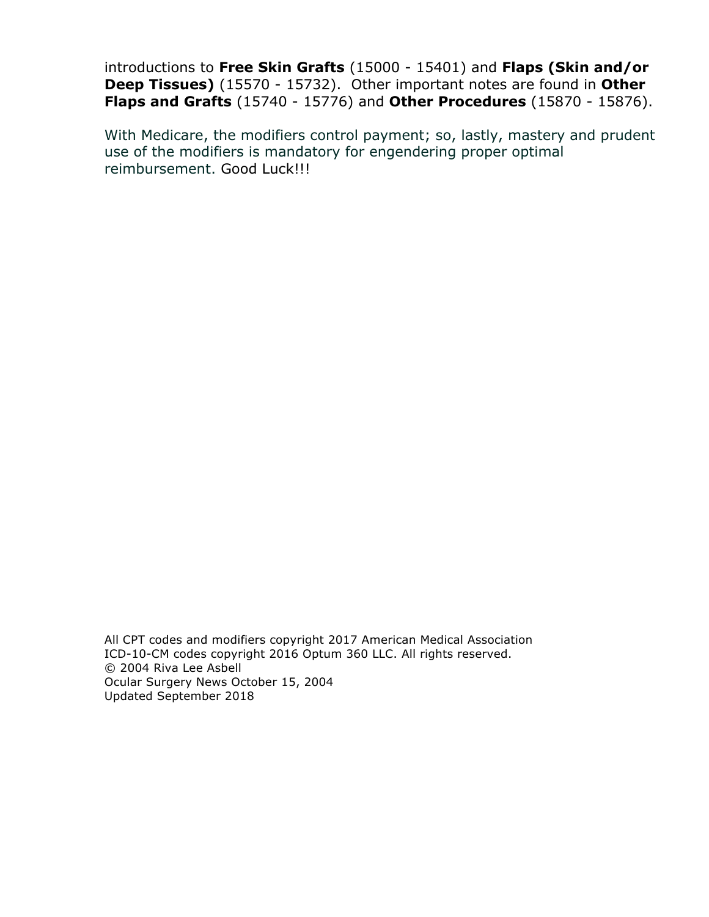introductions to **Free Skin Grafts** (15000 - 15401) and **Flaps (Skin and/or Deep Tissues)** (15570 - 15732). Other important notes are found in **Other Flaps and Grafts** (15740 - 15776) and **Other Procedures** (15870 - 15876).

With Medicare, the modifiers control payment; so, lastly, mastery and prudent use of the modifiers is mandatory for engendering proper optimal reimbursement. Good Luck!!!

All CPT codes and modifiers copyright 2017 American Medical Association
ICD-10-CM codes copyright 2016 Optum 360 LLC. All rights reserved.
© 2004 Riva Lee Asbell
Ocular Surgery News October 15, 2004
Updated September 2018